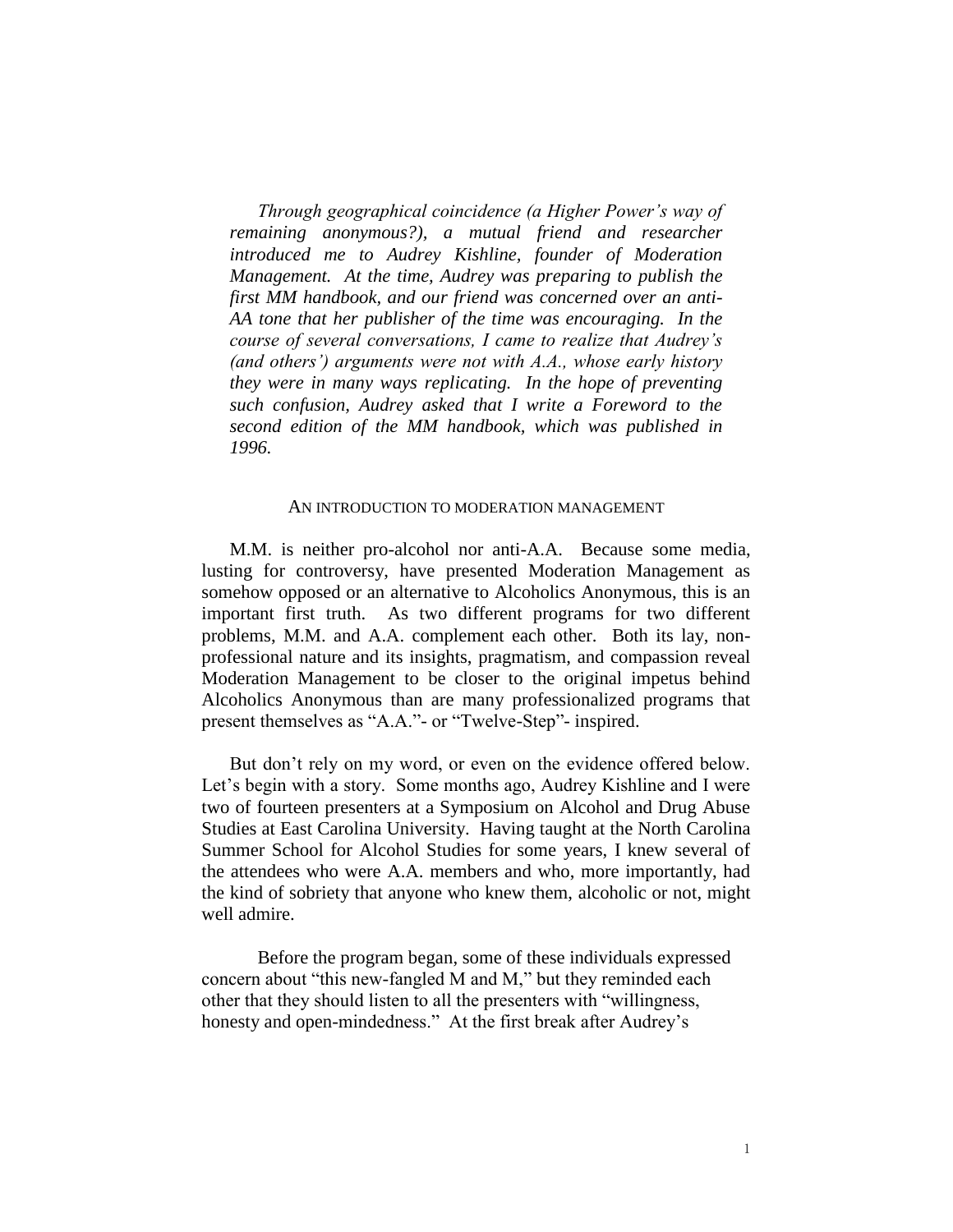*Through geographical coincidence (a Higher Power's way of remaining anonymous?), a mutual friend and researcher introduced me to Audrey Kishline, founder of Moderation Management. At the time, Audrey was preparing to publish the first MM handbook, and our friend was concerned over an anti-AA tone that her publisher of the time was encouraging. In the course of several conversations, I came to realize that Audrey's (and others') arguments were not with A.A., whose early history they were in many ways replicating. In the hope of preventing such confusion, Audrey asked that I write a Foreword to the second edition of the MM handbook, which was published in 1996.*

## AN INTRODUCTION TO MODERATION MANAGEMENT

M.M. is neither pro-alcohol nor anti-A.A. Because some media, lusting for controversy, have presented Moderation Management as somehow opposed or an alternative to Alcoholics Anonymous, this is an important first truth. As two different programs for two different problems, M.M. and A.A. complement each other. Both its lay, non-professional nature and its insights, pragmatism, and compassion reveal Moderation Management to be closer to the original impetus behind Alcoholics Anonymous than are many professionalized programs that present themselves as "A.A."- or "Twelve-Step"- inspired.

But don't rely on my word, or even on the evidence offered below. Let's begin with a story. Some months ago, Audrey Kishline and I were two of fourteen presenters at a Symposium on Alcohol and Drug Abuse Studies at East Carolina University. Having taught at the North Carolina Summer School for Alcohol Studies for some years, I knew several of the attendees who were A.A. members and who, more importantly, had the kind of sobriety that anyone who knew them, alcoholic or not, might well admire.

Before the program began, some of these individuals expressed concern about "this new-fangled M and M," but they reminded each other that they should listen to all the presenters with "willingness, honesty and open-mindedness." At the first break after Audrey's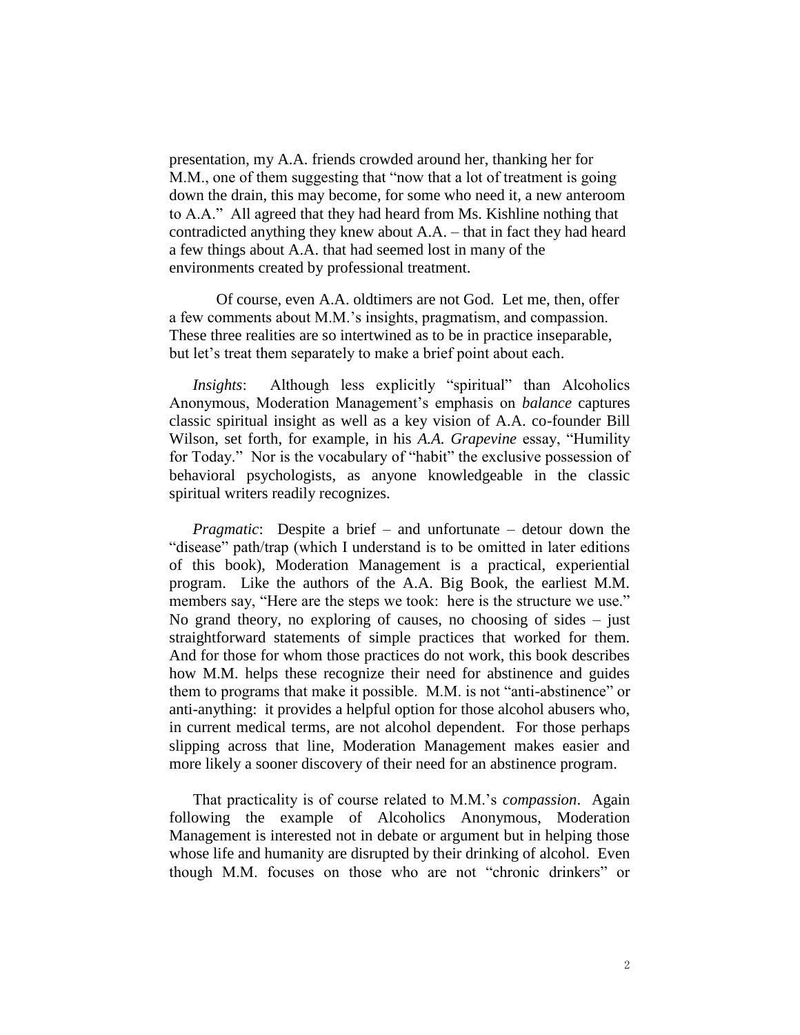presentation, my A.A. friends crowded around her, thanking her for M.M., one of them suggesting that "now that a lot of treatment is going down the drain, this may become, for some who need it, a new anteroom to A.A." All agreed that they had heard from Ms. Kishline nothing that contradicted anything they knew about A.A. – that in fact they had heard a few things about A.A. that had seemed lost in many of the environments created by professional treatment.

Of course, even A.A. oldtimers are not God. Let me, then, offer a few comments about M.M.'s insights, pragmatism, and compassion. These three realities are so intertwined as to be in practice inseparable, but let's treat them separately to make a brief point about each.

*Insights*: Although less explicitly "spiritual" than Alcoholics Anonymous, Moderation Management's emphasis on *balance* captures classic spiritual insight as well as a key vision of A.A. co-founder Bill Wilson, set forth, for example, in his *A.A. Grapevine* essay, "Humility for Today." Nor is the vocabulary of "habit" the exclusive possession of behavioral psychologists, as anyone knowledgeable in the classic spiritual writers readily recognizes.

*Pragmatic*: Despite a brief – and unfortunate – detour down the "disease" path/trap (which I understand is to be omitted in later editions of this book), Moderation Management is a practical, experiential program. Like the authors of the A.A. Big Book, the earliest M.M. members say, "Here are the steps we took: here is the structure we use." No grand theory, no exploring of causes, no choosing of sides – just straightforward statements of simple practices that worked for them. And for those for whom those practices do not work, this book describes how M.M. helps these recognize their need for abstinence and guides them to programs that make it possible. M.M. is not "anti-abstinence" or anti-anything: it provides a helpful option for those alcohol abusers who, in current medical terms, are not alcohol dependent. For those perhaps slipping across that line, Moderation Management makes easier and more likely a sooner discovery of their need for an abstinence program.

That practicality is of course related to M.M.'s *compassion*. Again following the example of Alcoholics Anonymous, Moderation Management is interested not in debate or argument but in helping those whose life and humanity are disrupted by their drinking of alcohol. Even though M.M. focuses on those who are not "chronic drinkers" or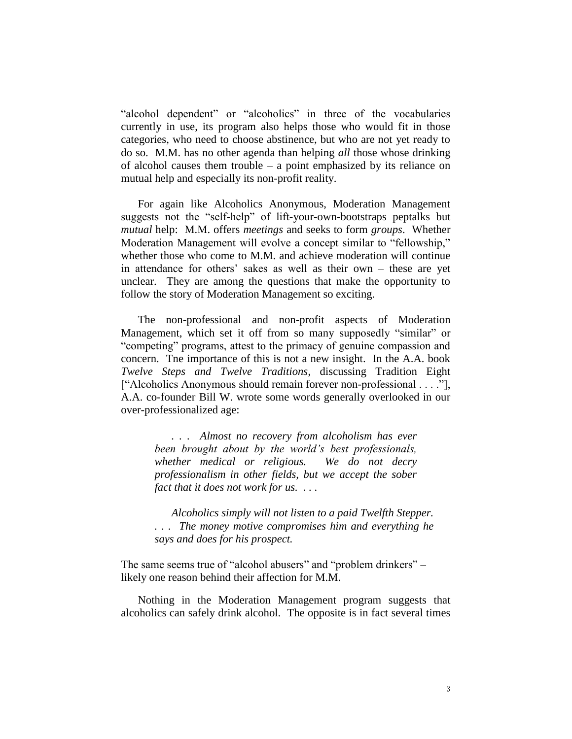"alcohol dependent" or "alcoholics" in three of the vocabularies currently in use, its program also helps those who would fit in those categories, who need to choose abstinence, but who are not yet ready to do so. M.M. has no other agenda than helping *all* those whose drinking of alcohol causes them trouble – a point emphasized by its reliance on mutual help and especially its non-profit reality.

For again like Alcoholics Anonymous, Moderation Management suggests not the "self-help" of lift-your-own-bootstraps peptalks but *mutual* help: M.M. offers *meetings* and seeks to form *groups*. Whether Moderation Management will evolve a concept similar to "fellowship," whether those who come to M.M. and achieve moderation will continue in attendance for others' sakes as well as their own – these are yet unclear. They are among the questions that make the opportunity to follow the story of Moderation Management so exciting.

The non-professional and non-profit aspects of Moderation Management, which set it off from so many supposedly "similar" or "competing" programs, attest to the primacy of genuine compassion and concern. Tne importance of this is not a new insight. In the A.A. book *Twelve Steps and Twelve Traditions*, discussing Tradition Eight ["Alcoholics Anonymous should remain forever non-professional . . . ."], A.A. co-founder Bill W. wrote some words generally overlooked in our over-professionalized age:

> *. . . Almost no recovery from alcoholism has ever been brought about by the world's best professionals, whether medical or religious. We do not decry professionalism in other fields, but we accept the sober fact that it does not work for us. . . .*
>
> *Alcoholics simply will not listen to a paid Twelfth Stepper. . . . The money motive compromises him and everything he says and does for his prospect.*

The same seems true of "alcohol abusers" and "problem drinkers" – likely one reason behind their affection for M.M.

Nothing in the Moderation Management program suggests that alcoholics can safely drink alcohol. The opposite is in fact several times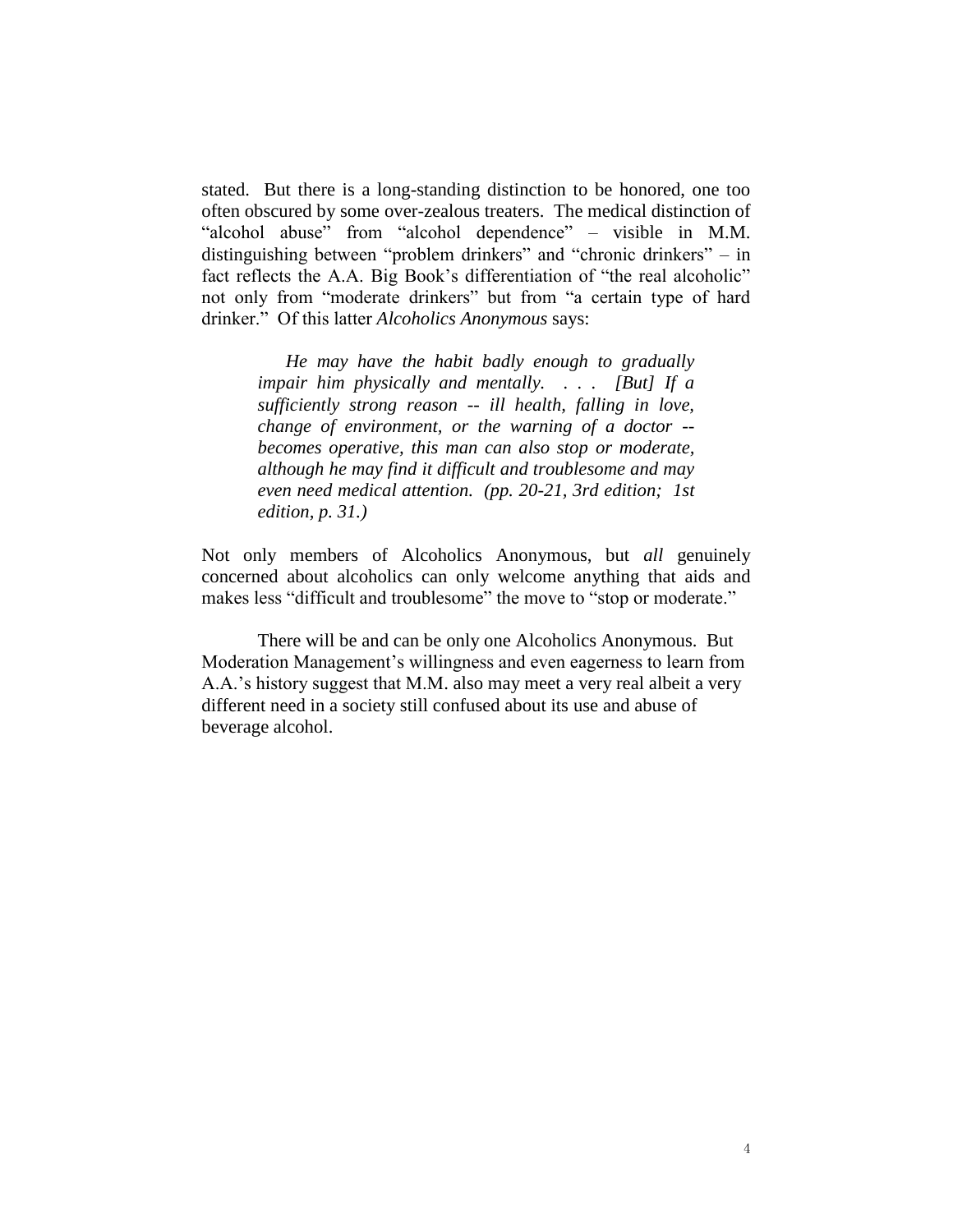stated. But there is a long-standing distinction to be honored, one too often obscured by some over-zealous treaters. The medical distinction of "alcohol abuse" from "alcohol dependence" – visible in M.M. distinguishing between "problem drinkers" and "chronic drinkers" – in fact reflects the A.A. Big Book's differentiation of "the real alcoholic" not only from "moderate drinkers" but from "a certain type of hard drinker." Of this latter *Alcoholics Anonymous* says:

> *He may have the habit badly enough to gradually impair him physically and mentally. . . . [But] If a sufficiently strong reason -- ill health, falling in love, change of environment, or the warning of a doctor -- becomes operative, this man can also stop or moderate, although he may find it difficult and troublesome and may even need medical attention. (pp. 20-21, 3rd edition; 1st edition, p. 31.)*

Not only members of Alcoholics Anonymous, but *all* genuinely concerned about alcoholics can only welcome anything that aids and makes less "difficult and troublesome" the move to "stop or moderate."

There will be and can be only one Alcoholics Anonymous. But Moderation Management's willingness and even eagerness to learn from A.A.'s history suggest that M.M. also may meet a very real albeit a very different need in a society still confused about its use and abuse of beverage alcohol.